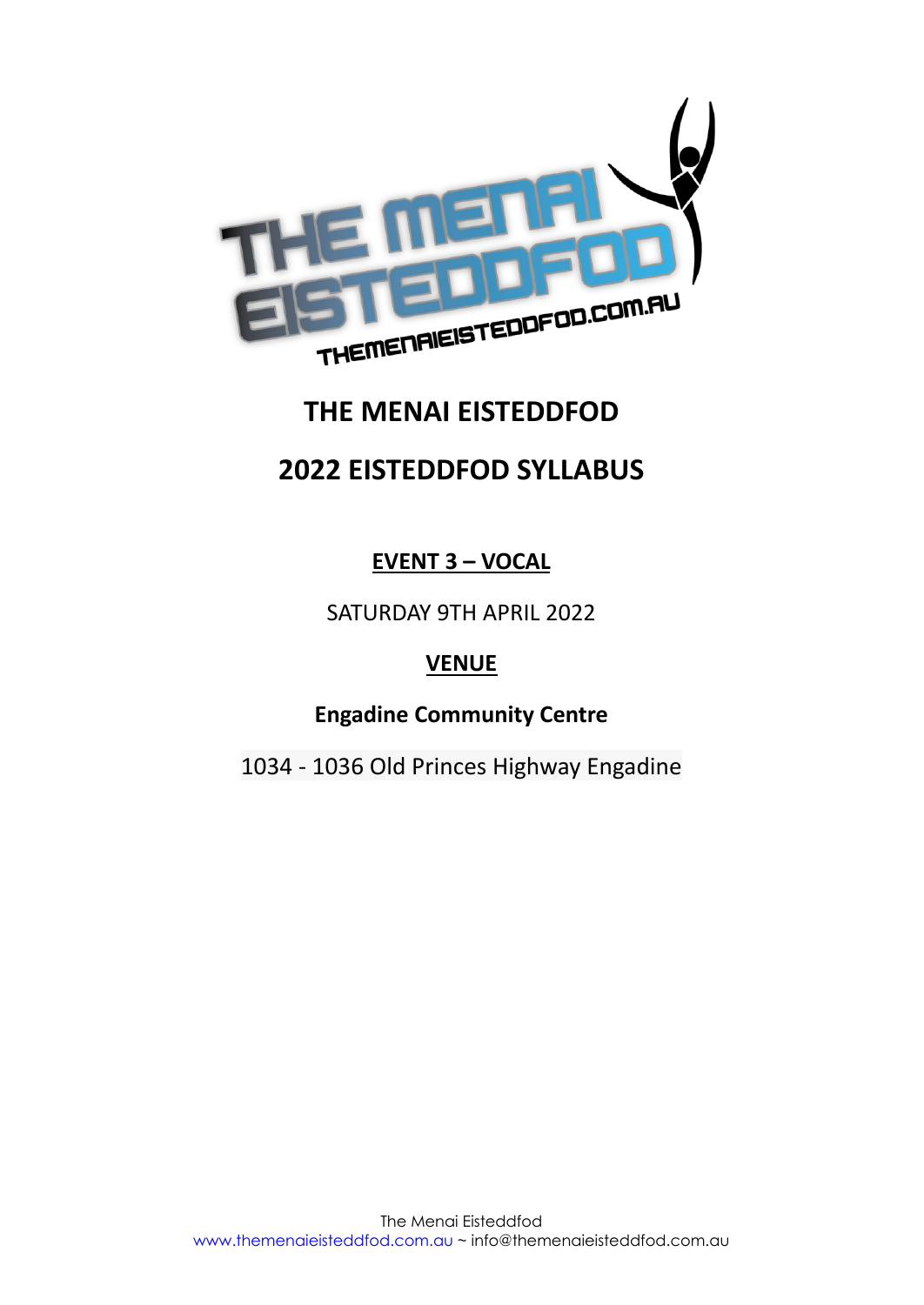# THE MENAI EISTEDDFOD

# 2022 EISTEDDFOD SYLLABUS

## EVENT 3 – VOCAL

SATURDAY 9TH APRIL 2022

## VENUE

**Engadine Community Centre**

1034 - 1036 Old Princes Highway Engadine

The Menai Eisteddfod
www.themenaieisteddfod.com.au ~ info@themenaieisteddfod.com.au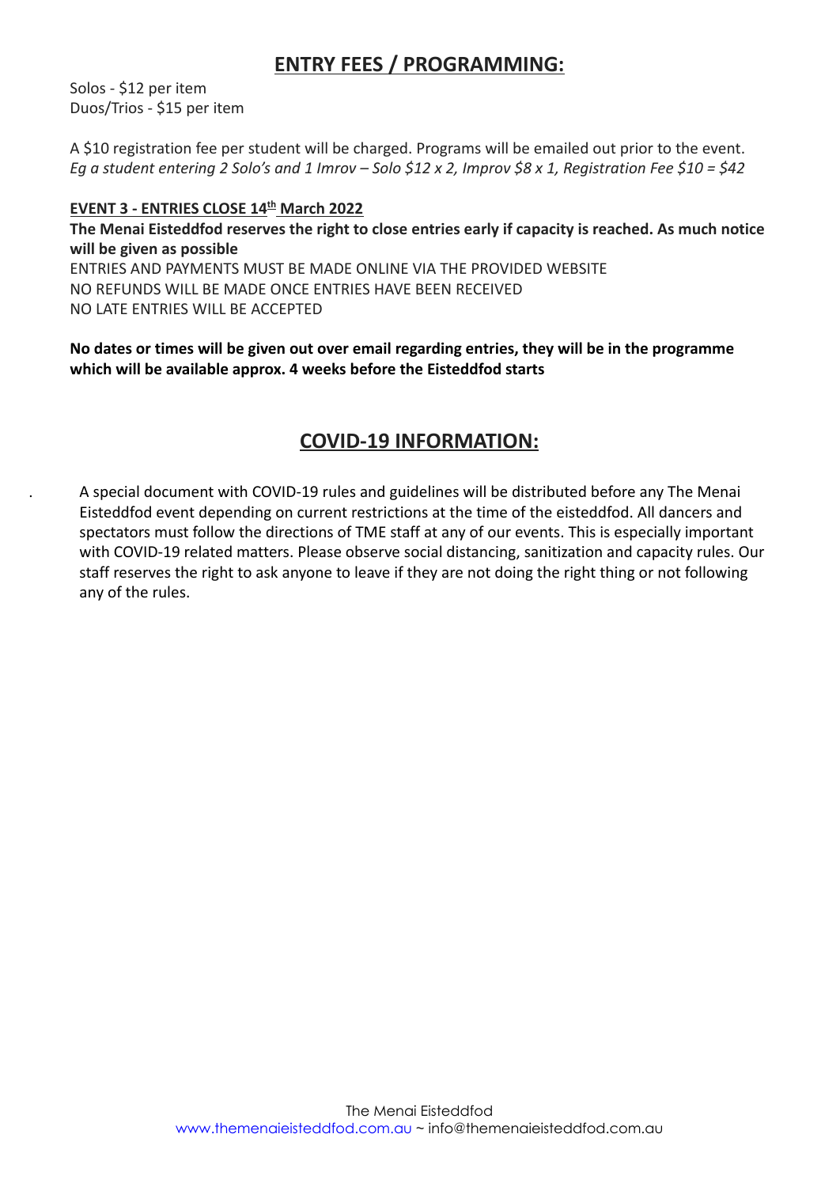## ENTRY FEES / PROGRAMMING:

Solos - $12 per item
Duos/Trios - $15 per item

A $10 registration fee per student will be charged. Programs will be emailed out prior to the event.
*Eg a student entering 2 Solo's and 1 Imrov – Solo $12 x 2, Improv $8 x 1, Registration Fee $10 = $42*

**EVENT 3 - ENTRIES CLOSE 14th March 2022**

**The Menai Eisteddfod reserves the right to close entries early if capacity is reached. As much notice will be given as possible**

ENTRIES AND PAYMENTS MUST BE MADE ONLINE VIA THE PROVIDED WEBSITE
NO REFUNDS WILL BE MADE ONCE ENTRIES HAVE BEEN RECEIVED
NO LATE ENTRIES WILL BE ACCEPTED

**No dates or times will be given out over email regarding entries, they will be in the programme which will be available approx. 4 weeks before the Eisteddfod starts**

## COVID-19 INFORMATION:

A special document with COVID-19 rules and guidelines will be distributed before any The Menai Eisteddfod event depending on current restrictions at the time of the eisteddfod. All dancers and spectators must follow the directions of TME staff at any of our events. This is especially important with COVID-19 related matters. Please observe social distancing, sanitization and capacity rules. Our staff reserves the right to ask anyone to leave if they are not doing the right thing or not following any of the rules.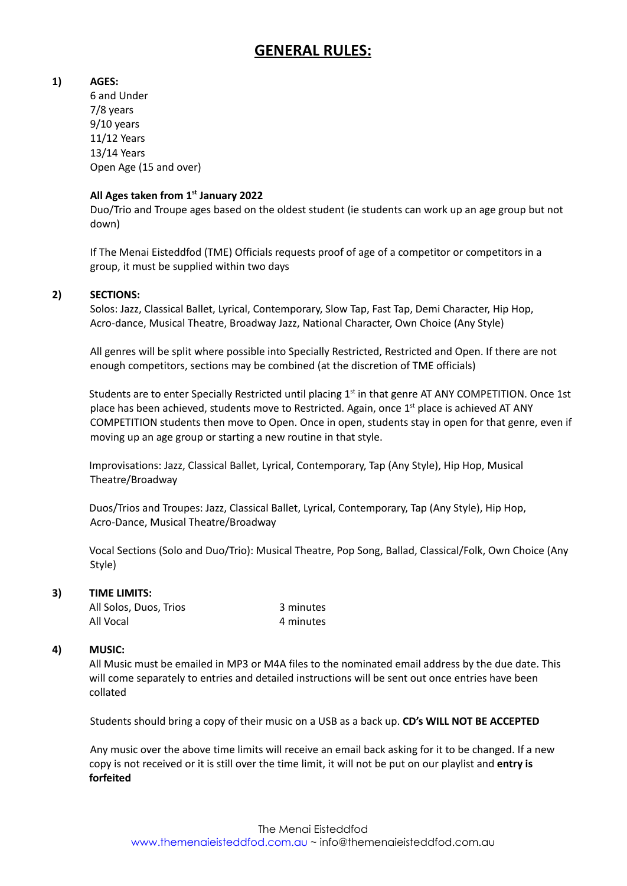# GENERAL RULES:

**1) AGES:**

6 and Under
7/8 years
9/10 years
11/12 Years
13/14 Years
Open Age (15 and over)

**All Ages taken from 1st January 2022**

Duo/Trio and Troupe ages based on the oldest student (ie students can work up an age group but not down)

If The Menai Eisteddfod (TME) Officials requests proof of age of a competitor or competitors in a group, it must be supplied within two days

**2) SECTIONS:**

Solos: Jazz, Classical Ballet, Lyrical, Contemporary, Slow Tap, Fast Tap, Demi Character, Hip Hop, Acro-dance, Musical Theatre, Broadway Jazz, National Character, Own Choice (Any Style)

All genres will be split where possible into Specially Restricted, Restricted and Open. If there are not enough competitors, sections may be combined (at the discretion of TME officials)

Students are to enter Specially Restricted until placing 1st in that genre AT ANY COMPETITION. Once 1st place has been achieved, students move to Restricted. Again, once 1st place is achieved AT ANY COMPETITION students then move to Open. Once in open, students stay in open for that genre, even if moving up an age group or starting a new routine in that style.

Improvisations: Jazz, Classical Ballet, Lyrical, Contemporary, Tap (Any Style), Hip Hop, Musical Theatre/Broadway

Duos/Trios and Troupes: Jazz, Classical Ballet, Lyrical, Contemporary, Tap (Any Style), Hip Hop, Acro-Dance, Musical Theatre/Broadway

Vocal Sections (Solo and Duo/Trio): Musical Theatre, Pop Song, Ballad, Classical/Folk, Own Choice (Any Style)

**3) TIME LIMITS:**

| | |
|---|---|
| All Solos, Duos, Trios | 3 minutes |
| All Vocal | 4 minutes |

**4) MUSIC:**

All Music must be emailed in MP3 or M4A files to the nominated email address by the due date. This will come separately to entries and detailed instructions will be sent out once entries have been collated

Students should bring a copy of their music on a USB as a back up. **CD's WILL NOT BE ACCEPTED**

Any music over the above time limits will receive an email back asking for it to be changed. If a new copy is not received or it is still over the time limit, it will not be put on our playlist and **entry is forfeited**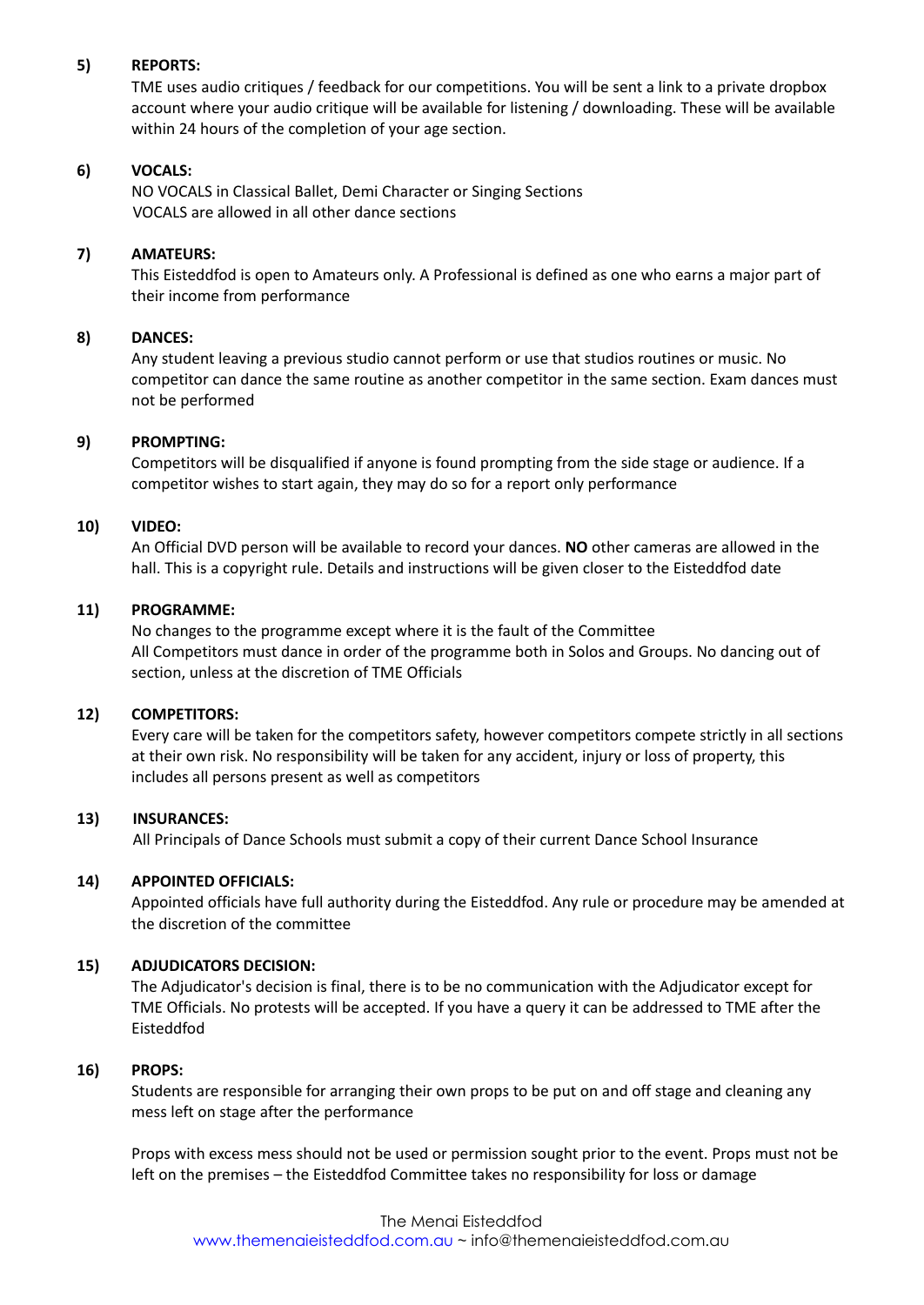**5) REPORTS:**

TME uses audio critiques / feedback for our competitions. You will be sent a link to a private dropbox account where your audio critique will be available for listening / downloading. These will be available within 24 hours of the completion of your age section.

**6) VOCALS:**

NO VOCALS in Classical Ballet, Demi Character or Singing Sections
VOCALS are allowed in all other dance sections

**7) AMATEURS:**

This Eisteddfod is open to Amateurs only. A Professional is defined as one who earns a major part of their income from performance

**8) DANCES:**

Any student leaving a previous studio cannot perform or use that studios routines or music. No competitor can dance the same routine as another competitor in the same section. Exam dances must not be performed

**9) PROMPTING:**

Competitors will be disqualified if anyone is found prompting from the side stage or audience. If a competitor wishes to start again, they may do so for a report only performance

**10) VIDEO:**

An Official DVD person will be available to record your dances. **NO** other cameras are allowed in the hall. This is a copyright rule. Details and instructions will be given closer to the Eisteddfod date

**11) PROGRAMME:**

No changes to the programme except where it is the fault of the Committee
All Competitors must dance in order of the programme both in Solos and Groups. No dancing out of section, unless at the discretion of TME Officials

**12) COMPETITORS:**

Every care will be taken for the competitors safety, however competitors compete strictly in all sections at their own risk. No responsibility will be taken for any accident, injury or loss of property, this includes all persons present as well as competitors

**13) INSURANCES:**

All Principals of Dance Schools must submit a copy of their current Dance School Insurance

**14) APPOINTED OFFICIALS:**

Appointed officials have full authority during the Eisteddfod. Any rule or procedure may be amended at the discretion of the committee

**15) ADJUDICATORS DECISION:**

The Adjudicator's decision is final, there is to be no communication with the Adjudicator except for TME Officials. No protests will be accepted. If you have a query it can be addressed to TME after the Eisteddfod

**16) PROPS:**

Students are responsible for arranging their own props to be put on and off stage and cleaning any mess left on stage after the performance

Props with excess mess should not be used or permission sought prior to the event. Props must not be left on the premises – the Eisteddfod Committee takes no responsibility for loss or damage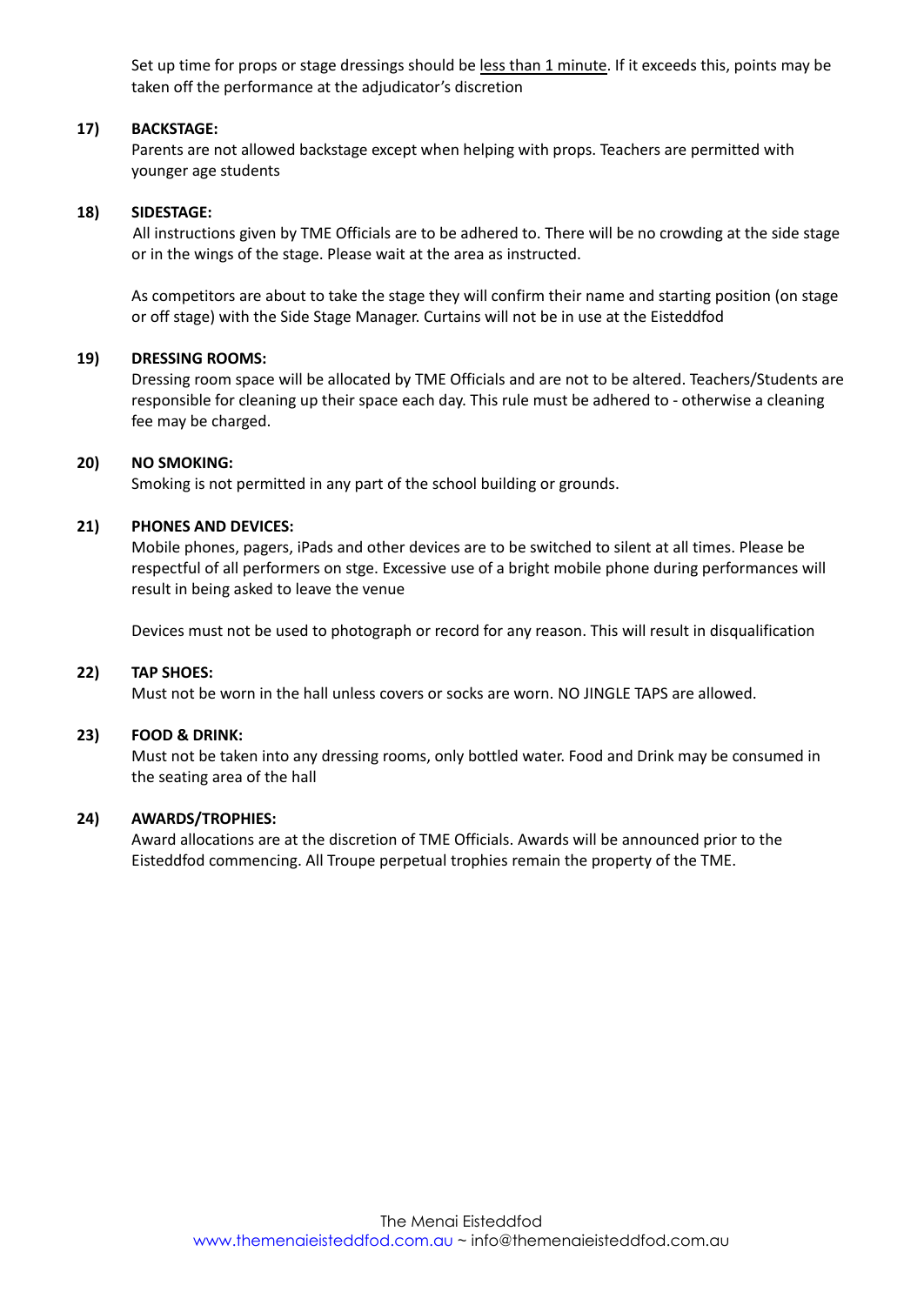Set up time for props or stage dressings should be <u>less than 1 minute</u>. If it exceeds this, points may be taken off the performance at the adjudicator's discretion

**17) BACKSTAGE:**

Parents are not allowed backstage except when helping with props. Teachers are permitted with younger age students

**18) SIDESTAGE:**

All instructions given by TME Officials are to be adhered to. There will be no crowding at the side stage or in the wings of the stage. Please wait at the area as instructed.

As competitors are about to take the stage they will confirm their name and starting position (on stage or off stage) with the Side Stage Manager. Curtains will not be in use at the Eisteddfod

**19) DRESSING ROOMS:**

Dressing room space will be allocated by TME Officials and are not to be altered. Teachers/Students are responsible for cleaning up their space each day. This rule must be adhered to - otherwise a cleaning fee may be charged.

**20) NO SMOKING:**

Smoking is not permitted in any part of the school building or grounds.

**21) PHONES AND DEVICES:**

Mobile phones, pagers, iPads and other devices are to be switched to silent at all times. Please be respectful of all performers on stge. Excessive use of a bright mobile phone during performances will result in being asked to leave the venue

Devices must not be used to photograph or record for any reason. This will result in disqualification

**22) TAP SHOES:**

Must not be worn in the hall unless covers or socks are worn. NO JINGLE TAPS are allowed.

**23) FOOD & DRINK:**

Must not be taken into any dressing rooms, only bottled water. Food and Drink may be consumed in the seating area of the hall

**24) AWARDS/TROPHIES:**

Award allocations are at the discretion of TME Officials. Awards will be announced prior to the Eisteddfod commencing. All Troupe perpetual trophies remain the property of the TME.